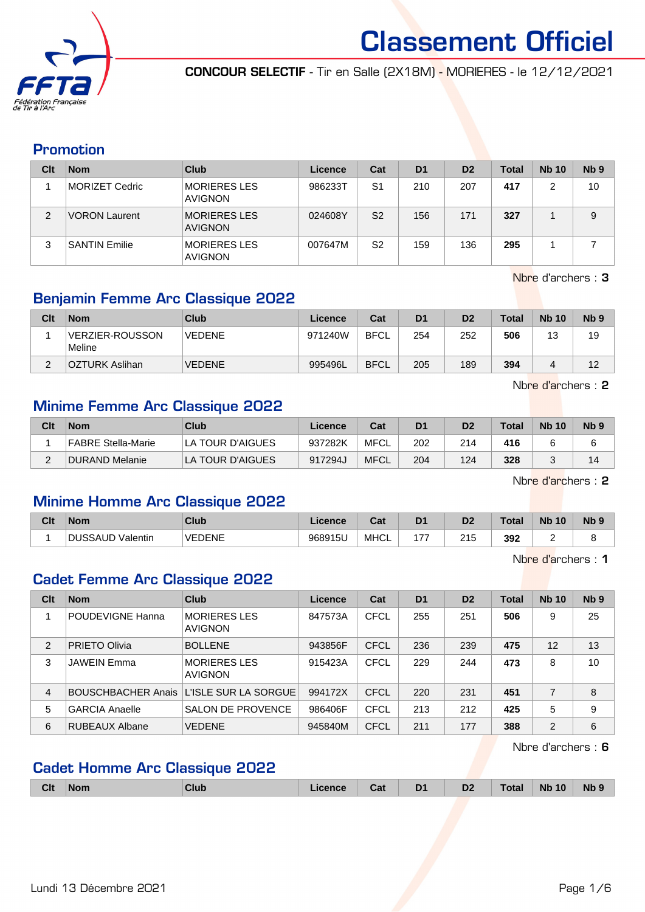# Classement Officiel

**CONCOUR SELECTIF** - Tir en Salle (2X18M) - MORIERES - le 12/12/2021

## Promotion

| Clt | Nom | Club | Licence | Cat | D1 | D2 | Total | Nb 10 | Nb 9 |
|---|---|---|---|---|---|---|---|---|---|
| 1 | MORIZET Cedric | MORIERES LES AVIGNON | 986233T | S1 | 210 | 207 | **417** | 2 | 10 |
| 2 | VORON Laurent | MORIERES LES AVIGNON | 024608Y | S2 | 156 | 171 | **327** | 1 | 9 |
| 3 | SANTIN Emilie | MORIERES LES AVIGNON | 007647M | S2 | 159 | 136 | **295** | 1 | 7 |

Nbre d'archers : **3**

## Benjamin Femme Arc Classique 2022

| Clt | Nom | Club | Licence | Cat | D1 | D2 | Total | Nb 10 | Nb 9 |
|---|---|---|---|---|---|---|---|---|---|
| 1 | VERZIER-ROUSSON Meline | VEDENE | 971240W | BFCL | 254 | 252 | **506** | 13 | 19 |
| 2 | OZTURK Aslihan | VEDENE | 995496L | BFCL | 205 | 189 | **394** | 4 | 12 |

Nbre d'archers : **2**

## Minime Femme Arc Classique 2022

| Clt | Nom | Club | Licence | Cat | D1 | D2 | Total | Nb 10 | Nb 9 |
|---|---|---|---|---|---|---|---|---|---|
| 1 | FABRE Stella-Marie | LA TOUR D'AIGUES | 937282K | MFCL | 202 | 214 | **416** | 6 | 6 |
| 2 | DURAND Melanie | LA TOUR D'AIGUES | 917294J | MFCL | 204 | 124 | **328** | 3 | 14 |

Nbre d'archers : **2**

## Minime Homme Arc Classique 2022

| Clt | Nom | Club | Licence | Cat | D1 | D2 | Total | Nb 10 | Nb 9 |
|---|---|---|---|---|---|---|---|---|---|
| 1 | DUSSAUD Valentin | VEDENE | 968915U | MHCL | 177 | 215 | **392** | 2 | 8 |

Nbre d'archers : **1**

## Cadet Femme Arc Classique 2022

| Clt | Nom | Club | Licence | Cat | D1 | D2 | Total | Nb 10 | Nb 9 |
|---|---|---|---|---|---|---|---|---|---|
| 1 | POUDEVIGNE Hanna | MORIERES LES AVIGNON | 847573A | CFCL | 255 | 251 | **506** | 9 | 25 |
| 2 | PRIETO Olivia | BOLLENE | 943856F | CFCL | 236 | 239 | **475** | 12 | 13 |
| 3 | JAWEIN Emma | MORIERES LES AVIGNON | 915423A | CFCL | 229 | 244 | **473** | 8 | 10 |
| 4 | BOUSCHBACHER Anais | L'ISLE SUR LA SORGUE | 994172X | CFCL | 220 | 231 | **451** | 7 | 8 |
| 5 | GARCIA Anaelle | SALON DE PROVENCE | 986406F | CFCL | 213 | 212 | **425** | 5 | 9 |
| 6 | RUBEAUX Albane | VEDENE | 945840M | CFCL | 211 | 177 | **388** | 2 | 6 |

Nbre d'archers : **6**

## Cadet Homme Arc Classique 2022

| Clt | Nom | Club | Licence | Cat | D1 | D2 | Total | Nb 10 | Nb 9 |
|---|---|---|---|---|---|---|---|---|---|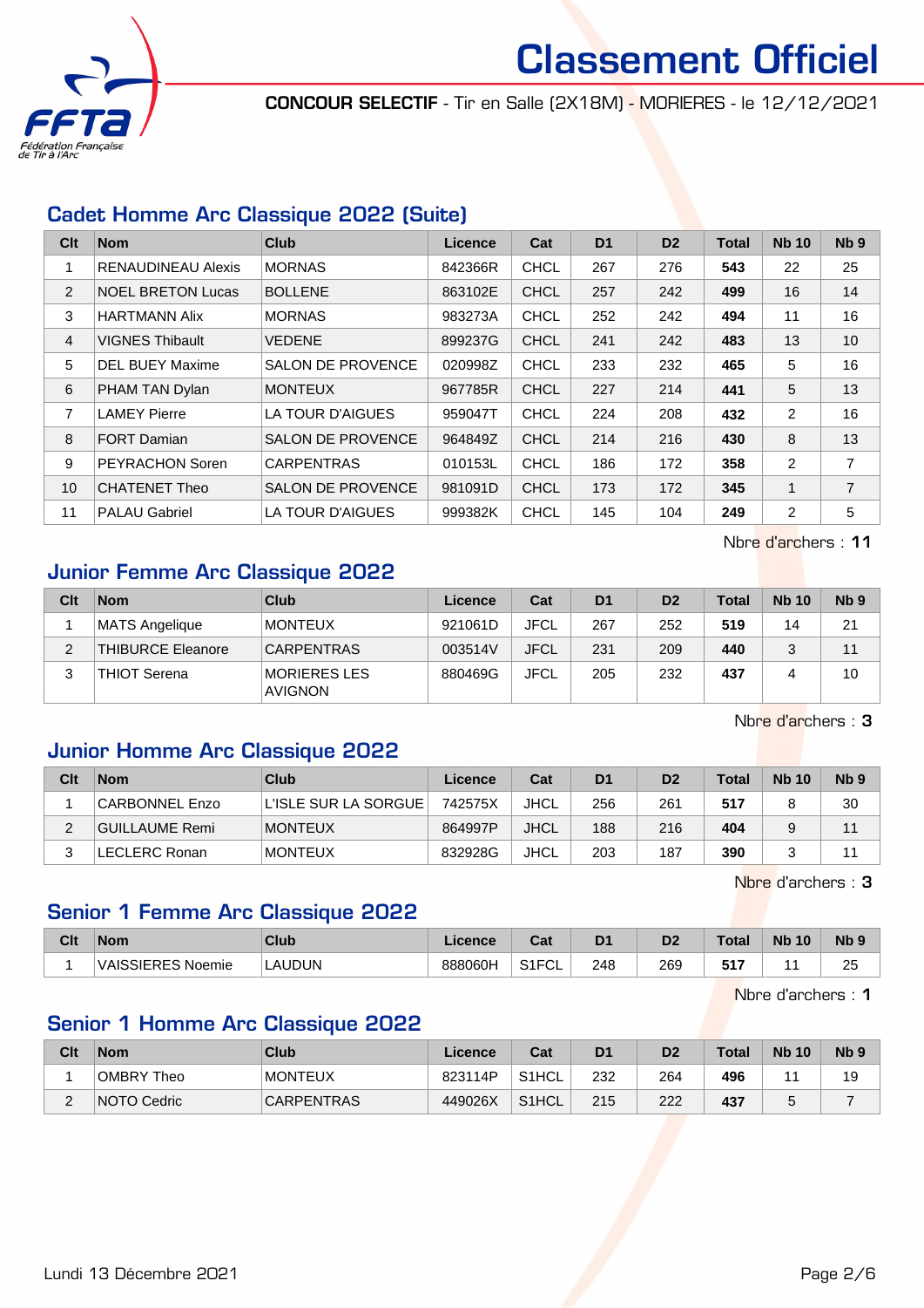# Classement Officiel

**CONCOUR SELECTIF** - Tir en Salle (2X18M) - MORIERES - le 12/12/2021

## Cadet Homme Arc Classique 2022 (Suite)

| Clt | Nom | Club | Licence | Cat | D1 | D2 | Total | Nb 10 | Nb 9 |
|---|---|---|---|---|---|---|---|---|---|
| 1 | RENAUDINEAU Alexis | MORNAS | 842366R | CHCL | 267 | 276 | **543** | 22 | 25 |
| 2 | NOEL BRETON Lucas | BOLLENE | 863102E | CHCL | 257 | 242 | **499** | 16 | 14 |
| 3 | HARTMANN Alix | MORNAS | 983273A | CHCL | 252 | 242 | **494** | 11 | 16 |
| 4 | VIGNES Thibault | VEDENE | 899237G | CHCL | 241 | 242 | **483** | 13 | 10 |
| 5 | DEL BUEY Maxime | SALON DE PROVENCE | 020998Z | CHCL | 233 | 232 | **465** | 5 | 16 |
| 6 | PHAM TAN Dylan | MONTEUX | 967785R | CHCL | 227 | 214 | **441** | 5 | 13 |
| 7 | LAMEY Pierre | LA TOUR D'AIGUES | 959047T | CHCL | 224 | 208 | **432** | 2 | 16 |
| 8 | FORT Damian | SALON DE PROVENCE | 964849Z | CHCL | 214 | 216 | **430** | 8 | 13 |
| 9 | PEYRACHON Soren | CARPENTRAS | 010153L | CHCL | 186 | 172 | **358** | 2 | 7 |
| 10 | CHATENET Theo | SALON DE PROVENCE | 981091D | CHCL | 173 | 172 | **345** | 1 | 7 |
| 11 | PALAU Gabriel | LA TOUR D'AIGUES | 999382K | CHCL | 145 | 104 | **249** | 2 | 5 |

Nbre d'archers : **11**

## Junior Femme Arc Classique 2022

| Clt | Nom | Club | Licence | Cat | D1 | D2 | Total | Nb 10 | Nb 9 |
|---|---|---|---|---|---|---|---|---|---|
| 1 | MATS Angelique | MONTEUX | 921061D | JFCL | 267 | 252 | **519** | 14 | 21 |
| 2 | THIBURCE Eleanore | CARPENTRAS | 003514V | JFCL | 231 | 209 | **440** | 3 | 11 |
| 3 | THIOT Serena | MORIERES LES AVIGNON | 880469G | JFCL | 205 | 232 | **437** | 4 | 10 |

Nbre d'archers : **3**

## Junior Homme Arc Classique 2022

| Clt | Nom | Club | Licence | Cat | D1 | D2 | Total | Nb 10 | Nb 9 |
|---|---|---|---|---|---|---|---|---|---|
| 1 | CARBONNEL Enzo | L'ISLE SUR LA SORGUE | 742575X | JHCL | 256 | 261 | **517** | 8 | 30 |
| 2 | GUILLAUME Remi | MONTEUX | 864997P | JHCL | 188 | 216 | **404** | 9 | 11 |
| 3 | LECLERC Ronan | MONTEUX | 832928G | JHCL | 203 | 187 | **390** | 3 | 11 |

Nbre d'archers : **3**

## Senior 1 Femme Arc Classique 2022

| Clt | Nom | Club | Licence | Cat | D1 | D2 | Total | Nb 10 | Nb 9 |
|---|---|---|---|---|---|---|---|---|---|
| 1 | VAISSIERES Noemie | LAUDUN | 888060H | S1FCL | 248 | 269 | **517** | 11 | 25 |

Nbre d'archers : **1**

## Senior 1 Homme Arc Classique 2022

| Clt | Nom | Club | Licence | Cat | D1 | D2 | Total | Nb 10 | Nb 9 |
|---|---|---|---|---|---|---|---|---|---|
| 1 | OMBRY Theo | MONTEUX | 823114P | S1HCL | 232 | 264 | **496** | 11 | 19 |
| 2 | NOTO Cedric | CARPENTRAS | 449026X | S1HCL | 215 | 222 | **437** | 5 | 7 |

Lundi 13 Décembre 2021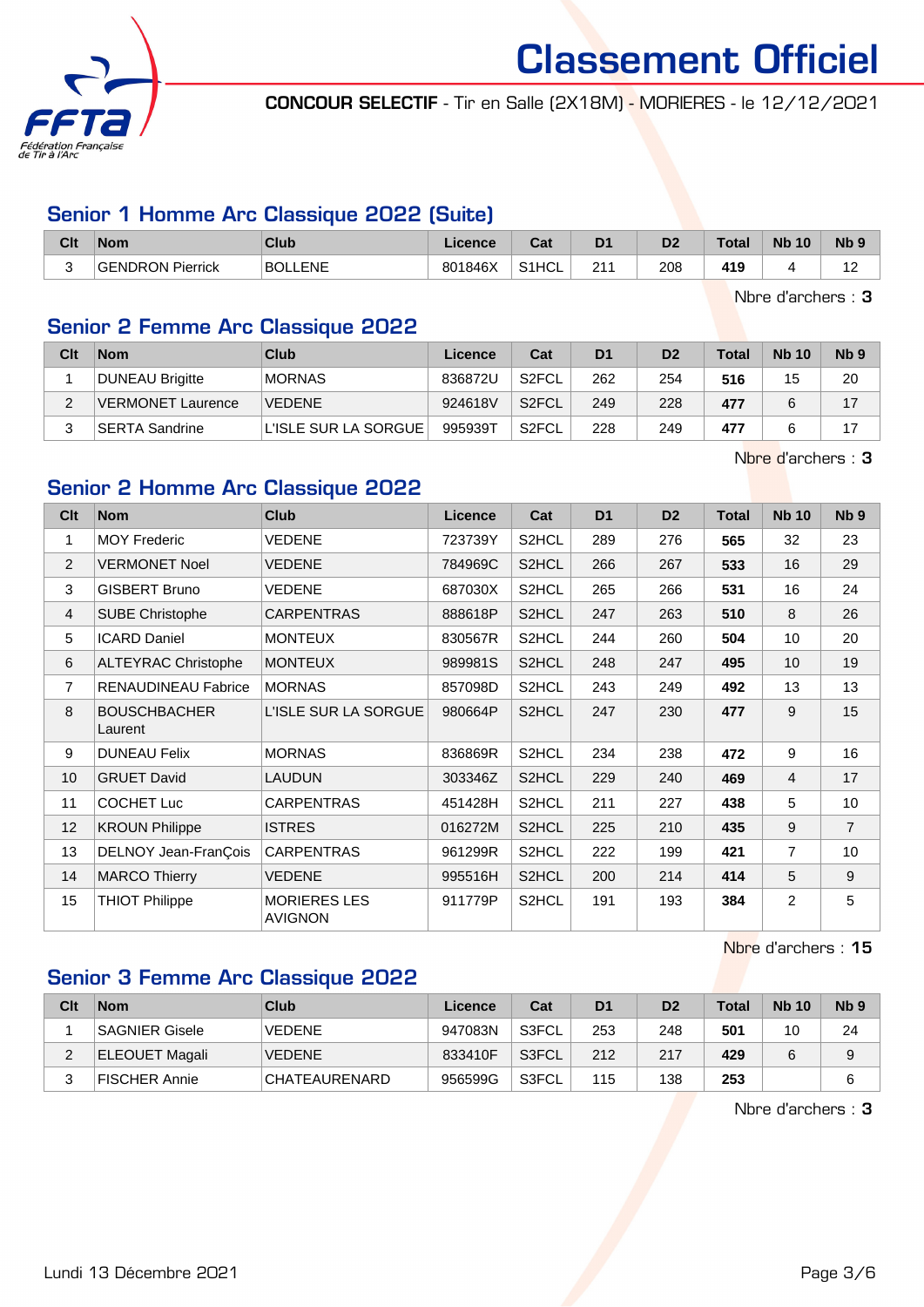# Classement Officiel

**CONCOUR SELECTIF** - Tir en Salle (2X18M) - MORIERES - le 12/12/2021

## Senior 1 Homme Arc Classique 2022 (Suite)

| Clt | Nom | Club | Licence | Cat | D1 | D2 | Total | Nb 10 | Nb 9 |
|---|---|---|---|---|---|---|---|---|---|
| 3 | GENDRON Pierrick | BOLLENE | 801846X | S1HCL | 211 | 208 | **419** | 4 | 12 |

Nbre d'archers : **3**

## Senior 2 Femme Arc Classique 2022

| Clt | Nom | Club | Licence | Cat | D1 | D2 | Total | Nb 10 | Nb 9 |
|---|---|---|---|---|---|---|---|---|---|
| 1 | DUNEAU Brigitte | MORNAS | 836872U | S2FCL | 262 | 254 | **516** | 15 | 20 |
| 2 | VERMONET Laurence | VEDENE | 924618V | S2FCL | 249 | 228 | **477** | 6 | 17 |
| 3 | SERTA Sandrine | L'ISLE SUR LA SORGUE | 995939T | S2FCL | 228 | 249 | **477** | 6 | 17 |

Nbre d'archers : **3**

## Senior 2 Homme Arc Classique 2022

| Clt | Nom | Club | Licence | Cat | D1 | D2 | Total | Nb 10 | Nb 9 |
|---|---|---|---|---|---|---|---|---|---|
| 1 | MOY Frederic | VEDENE | 723739Y | S2HCL | 289 | 276 | **565** | 32 | 23 |
| 2 | VERMONET Noel | VEDENE | 784969C | S2HCL | 266 | 267 | **533** | 16 | 29 |
| 3 | GISBERT Bruno | VEDENE | 687030X | S2HCL | 265 | 266 | **531** | 16 | 24 |
| 4 | SUBE Christophe | CARPENTRAS | 888618P | S2HCL | 247 | 263 | **510** | 8 | 26 |
| 5 | ICARD Daniel | MONTEUX | 830567R | S2HCL | 244 | 260 | **504** | 10 | 20 |
| 6 | ALTEYRAC Christophe | MONTEUX | 989981S | S2HCL | 248 | 247 | **495** | 10 | 19 |
| 7 | RENAUDINEAU Fabrice | MORNAS | 857098D | S2HCL | 243 | 249 | **492** | 13 | 13 |
| 8 | BOUSCHBACHER Laurent | L'ISLE SUR LA SORGUE | 980664P | S2HCL | 247 | 230 | **477** | 9 | 15 |
| 9 | DUNEAU Felix | MORNAS | 836869R | S2HCL | 234 | 238 | **472** | 9 | 16 |
| 10 | GRUET David | LAUDUN | 303346Z | S2HCL | 229 | 240 | **469** | 4 | 17 |
| 11 | COCHET Luc | CARPENTRAS | 451428H | S2HCL | 211 | 227 | **438** | 5 | 10 |
| 12 | KROUN Philippe | ISTRES | 016272M | S2HCL | 225 | 210 | **435** | 9 | 7 |
| 13 | DELNOY Jean-FranÇois | CARPENTRAS | 961299R | S2HCL | 222 | 199 | **421** | 7 | 10 |
| 14 | MARCO Thierry | VEDENE | 995516H | S2HCL | 200 | 214 | **414** | 5 | 9 |
| 15 | THIOT Philippe | MORIERES LES AVIGNON | 911779P | S2HCL | 191 | 193 | **384** | 2 | 5 |

Nbre d'archers : **15**

## Senior 3 Femme Arc Classique 2022

| Clt | Nom | Club | Licence | Cat | D1 | D2 | Total | Nb 10 | Nb 9 |
|---|---|---|---|---|---|---|---|---|---|
| 1 | SAGNIER Gisele | VEDENE | 947083N | S3FCL | 253 | 248 | **501** | 10 | 24 |
| 2 | ELEOUET Magali | VEDENE | 833410F | S3FCL | 212 | 217 | **429** | 6 | 9 |
| 3 | FISCHER Annie | CHATEAURENARD | 956599G | S3FCL | 115 | 138 | **253** | | 6 |

Nbre d'archers : **3**

Lundi 13 Décembre 2021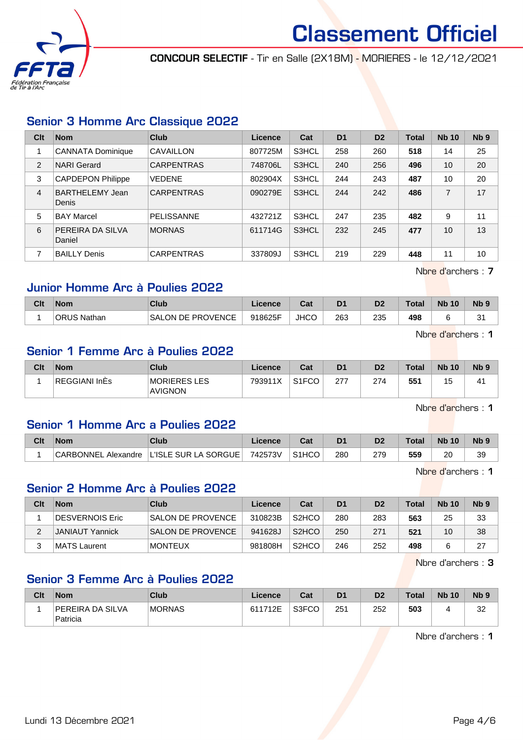# Classement Officiel

**CONCOUR SELECTIF** - Tir en Salle (2X18M) - MORIERES - le 12/12/2021

## Senior 3 Homme Arc Classique 2022

| Clt | Nom | Club | Licence | Cat | D1 | D2 | Total | Nb 10 | Nb 9 |
|---|---|---|---|---|---|---|---|---|---|
| 1 | CANNATA Dominique | CAVAILLON | 807725M | S3HCL | 258 | 260 | **518** | 14 | 25 |
| 2 | NARI Gerard | CARPENTRAS | 748706L | S3HCL | 240 | 256 | **496** | 10 | 20 |
| 3 | CAPDEPON Philippe | VEDENE | 802904X | S3HCL | 244 | 243 | **487** | 10 | 20 |
| 4 | BARTHELEMY Jean Denis | CARPENTRAS | 090279E | S3HCL | 244 | 242 | **486** | 7 | 17 |
| 5 | BAY Marcel | PELISSANNE | 432721Z | S3HCL | 247 | 235 | **482** | 9 | 11 |
| 6 | PEREIRA DA SILVA Daniel | MORNAS | 611714G | S3HCL | 232 | 245 | **477** | 10 | 13 |
| 7 | BAILLY Denis | CARPENTRAS | 337809J | S3HCL | 219 | 229 | **448** | 11 | 10 |

Nbre d'archers : **7**

## Junior Homme Arc à Poulies 2022

| Clt | Nom | Club | Licence | Cat | D1 | D2 | Total | Nb 10 | Nb 9 |
|---|---|---|---|---|---|---|---|---|---|
| 1 | ORUS Nathan | SALON DE PROVENCE | 918625F | JHCO | 263 | 235 | **498** | 6 | 31 |

Nbre d'archers : **1**

## Senior 1 Femme Arc à Poulies 2022

| Clt | Nom | Club | Licence | Cat | D1 | D2 | Total | Nb 10 | Nb 9 |
|---|---|---|---|---|---|---|---|---|---|
| 1 | REGGIANI InÈs | MORIERES LES AVIGNON | 793911X | S1FCO | 277 | 274 | **551** | 15 | 41 |

Nbre d'archers : **1**

## Senior 1 Homme Arc a Poulies 2022

| Clt | Nom | Club | Licence | Cat | D1 | D2 | Total | Nb 10 | Nb 9 |
|---|---|---|---|---|---|---|---|---|---|
| 1 | CARBONNEL Alexandre | L'ISLE SUR LA SORGUE | 742573V | S1HCO | 280 | 279 | **559** | 20 | 39 |

Nbre d'archers : **1**

## Senior 2 Homme Arc à Poulies 2022

| Clt | Nom | Club | Licence | Cat | D1 | D2 | Total | Nb 10 | Nb 9 |
|---|---|---|---|---|---|---|---|---|---|
| 1 | DESVERNOIS Eric | SALON DE PROVENCE | 310823B | S2HCO | 280 | 283 | **563** | 25 | 33 |
| 2 | JANIAUT Yannick | SALON DE PROVENCE | 941628J | S2HCO | 250 | 271 | **521** | 10 | 38 |
| 3 | MATS Laurent | MONTEUX | 981808H | S2HCO | 246 | 252 | **498** | 6 | 27 |

Nbre d'archers : **3**

## Senior 3 Femme Arc à Poulies 2022

| Clt | Nom | Club | Licence | Cat | D1 | D2 | Total | Nb 10 | Nb 9 |
|---|---|---|---|---|---|---|---|---|---|
| 1 | PEREIRA DA SILVA Patricia | MORNAS | 611712E | S3FCO | 251 | 252 | **503** | 4 | 32 |

Nbre d'archers : **1**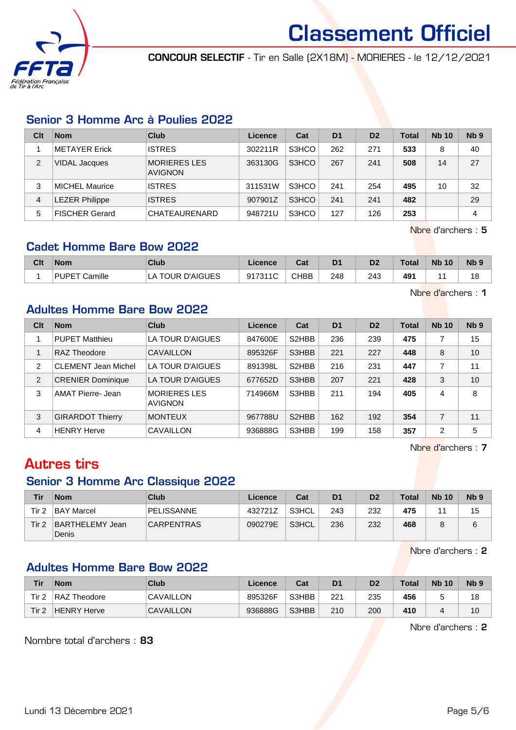# Classement Officiel

**CONCOUR SELECTIF** - Tir en Salle (2X18M) - MORIERES - le 12/12/2021

## Senior 3 Homme Arc à Poulies 2022

| Clt | Nom | Club | Licence | Cat | D1 | D2 | Total | Nb 10 | Nb 9 |
|---|---|---|---|---|---|---|---|---|---|
| 1 | METAYER Erick | ISTRES | 302211R | S3HCO | 262 | 271 | **533** | 8 | 40 |
| 2 | VIDAL Jacques | MORIERES LES AVIGNON | 363130G | S3HCO | 267 | 241 | **508** | 14 | 27 |
| 3 | MICHEL Maurice | ISTRES | 311531W | S3HCO | 241 | 254 | **495** | 10 | 32 |
| 4 | LEZER Philippe | ISTRES | 907901Z | S3HCO | 241 | 241 | **482** | | 29 |
| 5 | FISCHER Gerard | CHATEAURENARD | 948721U | S3HCO | 127 | 126 | **253** | | 4 |

Nbre d'archers : **5**

## Cadet Homme Bare Bow 2022

| Clt | Nom | Club | Licence | Cat | D1 | D2 | Total | Nb 10 | Nb 9 |
|---|---|---|---|---|---|---|---|---|---|
| 1 | PUPET Camille | LA TOUR D'AIGUES | 917311C | CHBB | 248 | 243 | **491** | 11 | 18 |

Nbre d'archers : **1**

## Adultes Homme Bare Bow 2022

| Clt | Nom | Club | Licence | Cat | D1 | D2 | Total | Nb 10 | Nb 9 |
|---|---|---|---|---|---|---|---|---|---|
| 1 | PUPET Matthieu | LA TOUR D'AIGUES | 847600E | S2HBB | 236 | 239 | **475** | 7 | 15 |
| 1 | RAZ Theodore | CAVAILLON | 895326F | S3HBB | 221 | 227 | **448** | 8 | 10 |
| 2 | CLEMENT Jean Michel | LA TOUR D'AIGUES | 891398L | S2HBB | 216 | 231 | **447** | 7 | 11 |
| 2 | CRENIER Dominique | LA TOUR D'AIGUES | 677652D | S3HBB | 207 | 221 | **428** | 3 | 10 |
| 3 | AMAT Pierre- Jean | MORIERES LES AVIGNON | 714966M | S3HBB | 211 | 194 | **405** | 4 | 8 |
| 3 | GIRARDOT Thierry | MONTEUX | 967788U | S2HBB | 162 | 192 | **354** | 7 | 11 |
| 4 | HENRY Herve | CAVAILLON | 936888G | S3HBB | 199 | 158 | **357** | 2 | 5 |

Nbre d'archers : **7**

# Autres tirs

## Senior 3 Homme Arc Classique 2022

| Tir | Nom | Club | Licence | Cat | D1 | D2 | Total | Nb 10 | Nb 9 |
|---|---|---|---|---|---|---|---|---|---|
| Tir 2 | BAY Marcel | PELISSANNE | 432721Z | S3HCL | 243 | 232 | **475** | 11 | 15 |
| Tir 2 | BARTHELEMY Jean Denis | CARPENTRAS | 090279E | S3HCL | 236 | 232 | **468** | 8 | 6 |

Nbre d'archers : **2**

## Adultes Homme Bare Bow 2022

| Tir | Nom | Club | Licence | Cat | D1 | D2 | Total | Nb 10 | Nb 9 |
|---|---|---|---|---|---|---|---|---|---|
| Tir 2 | RAZ Theodore | CAVAILLON | 895326F | S3HBB | 221 | 235 | **456** | 5 | 18 |
| Tir 2 | HENRY Herve | CAVAILLON | 936888G | S3HBB | 210 | 200 | **410** | 4 | 10 |

Nbre d'archers : **2**

Nombre total d'archers : **83**

Lundi 13 Décembre 2021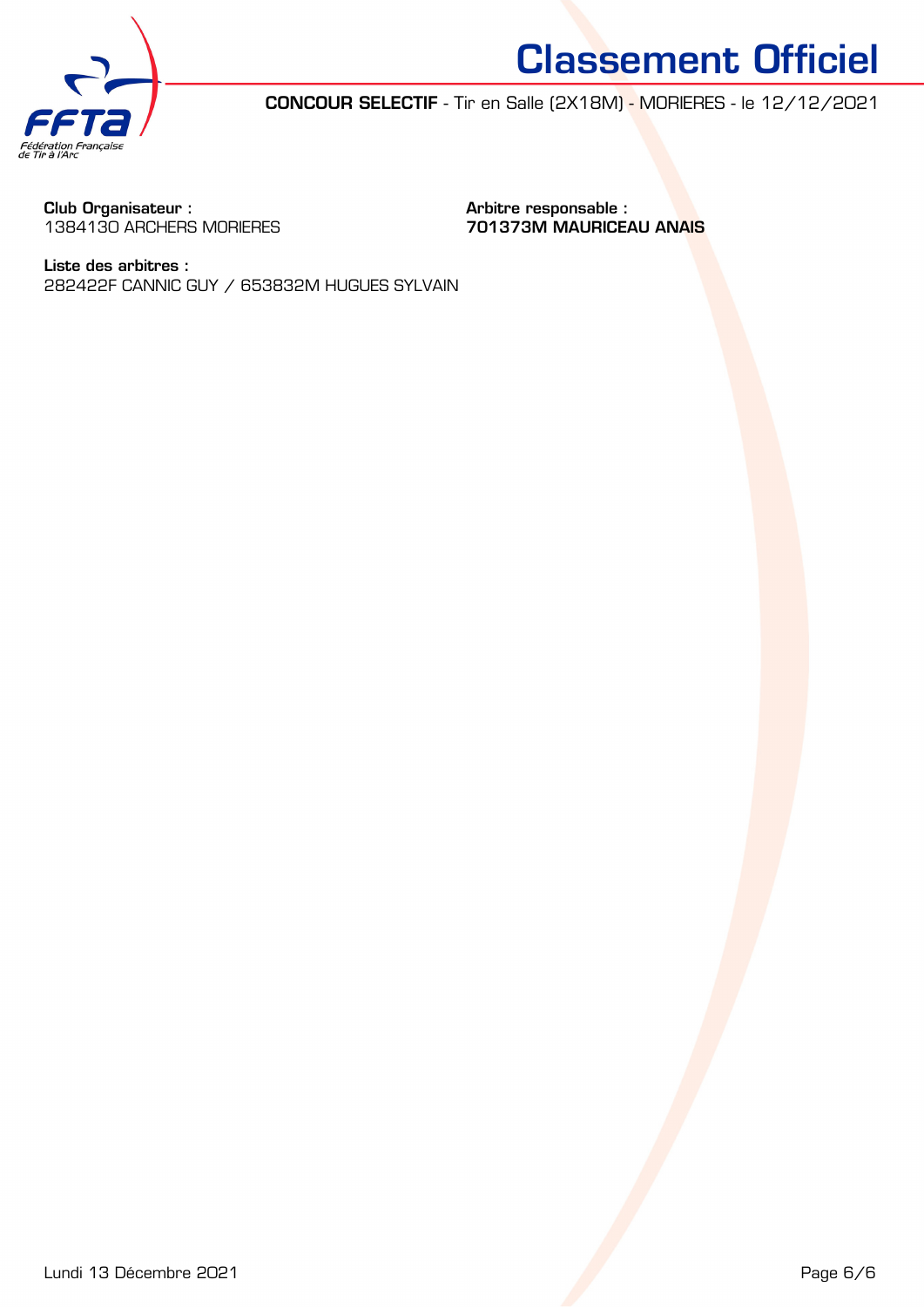# Classement Officiel

**CONCOUR SELECTIF** - Tir en Salle (2X18M) - MORIERES - le 12/12/2021

**Club Organisateur :**
1384130 ARCHERS MORIERES

**Arbitre responsable :**
**701373M MAURICEAU ANAIS**

**Liste des arbitres :**
282422F CANNIC GUY / 653832M HUGUES SYLVAIN

Lundi 13 Décembre 2021